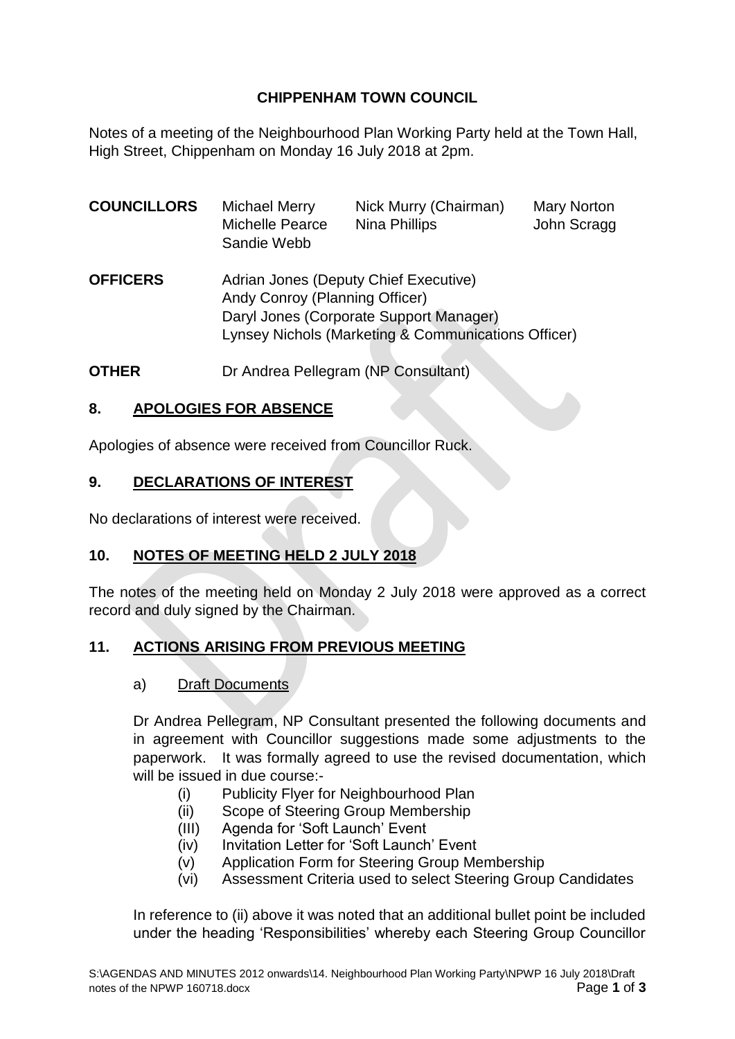**CHIPPENHAM TOWN COUNCIL**

Notes of a meeting of the Neighbourhood Plan Working Party held at the Town Hall, High Street, Chippenham on Monday 16 July 2018 at 2pm.

| **COUNCILLORS** | Michael Merry | Nick Murry (Chairman) | Mary Norton |
|---|---|---|---|
| | Michelle Pearce | Nina Phillips | John Scragg |
| | Sandie Webb | | |

**OFFICERS**
Adrian Jones (Deputy Chief Executive)
Andy Conroy (Planning Officer)
Daryl Jones (Corporate Support Manager)
Lynsey Nichols (Marketing & Communications Officer)

**OTHER**
Dr Andrea Pellegram (NP Consultant)

## 8. APOLOGIES FOR ABSENCE

Apologies of absence were received from Councillor Ruck.

## 9. DECLARATIONS OF INTEREST

No declarations of interest were received.

## 10. NOTES OF MEETING HELD 2 JULY 2018

The notes of the meeting held on Monday 2 July 2018 were approved as a correct record and duly signed by the Chairman.

## 11. ACTIONS ARISING FROM PREVIOUS MEETING

### a) Draft Documents

Dr Andrea Pellegram, NP Consultant presented the following documents and in agreement with Councillor suggestions made some adjustments to the paperwork. It was formally agreed to use the revised documentation, which will be issued in due course:-

(i) Publicity Flyer for Neighbourhood Plan
(ii) Scope of Steering Group Membership
(III) Agenda for 'Soft Launch' Event
(iv) Invitation Letter for 'Soft Launch' Event
(v) Application Form for Steering Group Membership
(vi) Assessment Criteria used to select Steering Group Candidates

In reference to (ii) above it was noted that an additional bullet point be included under the heading 'Responsibilities' whereby each Steering Group Councillor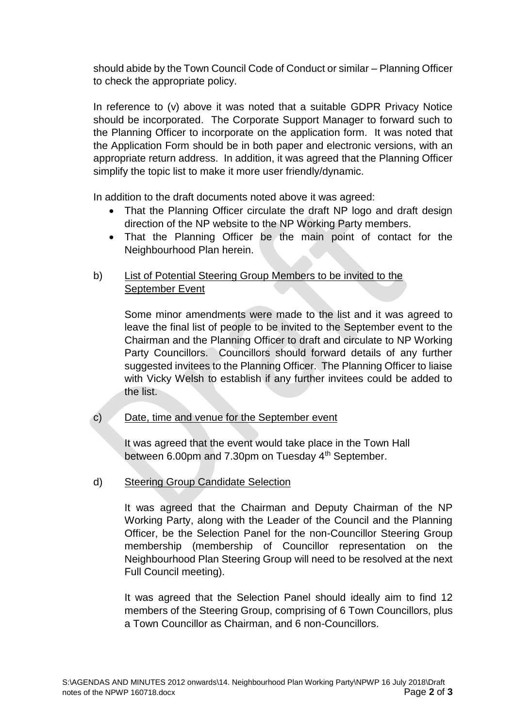should abide by the Town Council Code of Conduct or similar – Planning Officer to check the appropriate policy.

In reference to (v) above it was noted that a suitable GDPR Privacy Notice should be incorporated. The Corporate Support Manager to forward such to the Planning Officer to incorporate on the application form. It was noted that the Application Form should be in both paper and electronic versions, with an appropriate return address. In addition, it was agreed that the Planning Officer simplify the topic list to make it more user friendly/dynamic.

In addition to the draft documents noted above it was agreed:

- That the Planning Officer circulate the draft NP logo and draft design direction of the NP website to the NP Working Party members.
- That the Planning Officer be the main point of contact for the Neighbourhood Plan herein.

b) List of Potential Steering Group Members to be invited to the September Event

Some minor amendments were made to the list and it was agreed to leave the final list of people to be invited to the September event to the Chairman and the Planning Officer to draft and circulate to NP Working Party Councillors. Councillors should forward details of any further suggested invitees to the Planning Officer. The Planning Officer to liaise with Vicky Welsh to establish if any further invitees could be added to the list.

c) Date, time and venue for the September event

It was agreed that the event would take place in the Town Hall between 6.00pm and 7.30pm on Tuesday 4th September.

d) Steering Group Candidate Selection

It was agreed that the Chairman and Deputy Chairman of the NP Working Party, along with the Leader of the Council and the Planning Officer, be the Selection Panel for the non-Councillor Steering Group membership (membership of Councillor representation on the Neighbourhood Plan Steering Group will need to be resolved at the next Full Council meeting).

It was agreed that the Selection Panel should ideally aim to find 12 members of the Steering Group, comprising of 6 Town Councillors, plus a Town Councillor as Chairman, and 6 non-Councillors.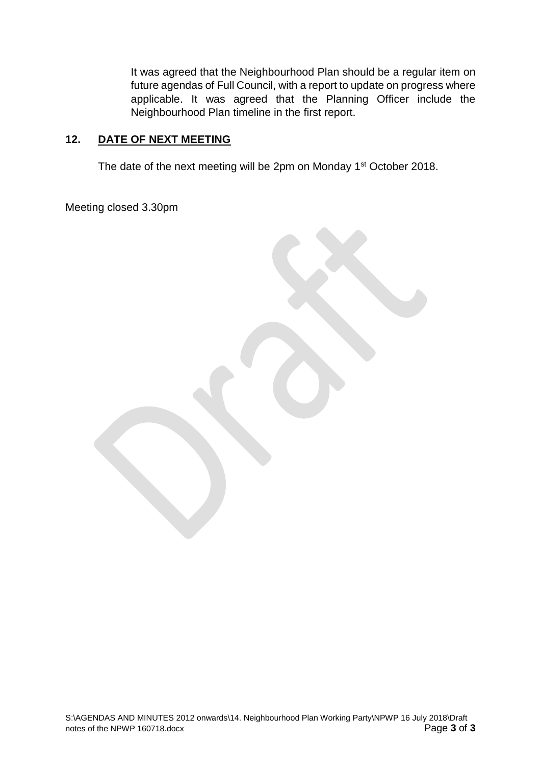It was agreed that the Neighbourhood Plan should be a regular item on future agendas of Full Council, with a report to update on progress where applicable. It was agreed that the Planning Officer include the Neighbourhood Plan timeline in the first report.

## 12. <u>DATE OF NEXT MEETING</u>

The date of the next meeting will be 2pm on Monday 1st October 2018.

Meeting closed 3.30pm